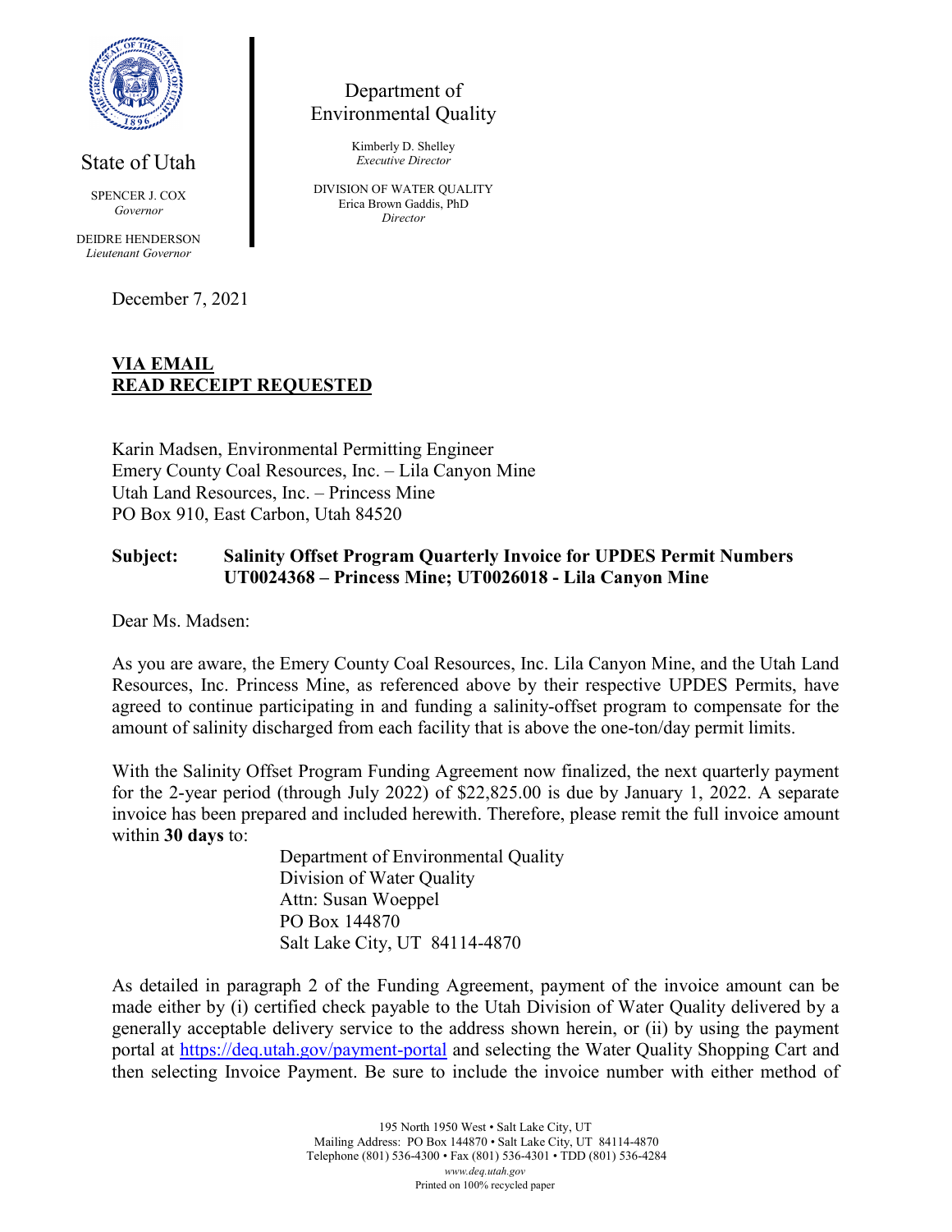State of Utah

SPENCER J. COX
*Governor*

DEIDRE HENDERSON
*Lieutenant Governor*

Department of
Environmental Quality

Kimberly D. Shelley
*Executive Director*

DIVISION OF WATER QUALITY
Erica Brown Gaddis, PhD
*Director*

December 7, 2021

**VIA EMAIL**
**READ RECEIPT REQUESTED**

Karin Madsen, Environmental Permitting Engineer
Emery County Coal Resources, Inc. – Lila Canyon Mine
Utah Land Resources, Inc. – Princess Mine
PO Box 910, East Carbon, Utah 84520

**Subject: Salinity Offset Program Quarterly Invoice for UPDES Permit Numbers UT0024368 – Princess Mine; UT0026018 - Lila Canyon Mine**

Dear Ms. Madsen:

As you are aware, the Emery County Coal Resources, Inc. Lila Canyon Mine, and the Utah Land Resources, Inc. Princess Mine, as referenced above by their respective UPDES Permits, have agreed to continue participating in and funding a salinity-offset program to compensate for the amount of salinity discharged from each facility that is above the one-ton/day permit limits.

With the Salinity Offset Program Funding Agreement now finalized, the next quarterly payment for the 2-year period (through July 2022) of $22,825.00 is due by January 1, 2022. A separate invoice has been prepared and included herewith. Therefore, please remit the full invoice amount within **30 days** to:

Department of Environmental Quality
Division of Water Quality
Attn: Susan Woeppel
PO Box 144870
Salt Lake City, UT 84114-4870

As detailed in paragraph 2 of the Funding Agreement, payment of the invoice amount can be made either by (i) certified check payable to the Utah Division of Water Quality delivered by a generally acceptable delivery service to the address shown herein, or (ii) by using the payment portal at https://deq.utah.gov/payment-portal and selecting the Water Quality Shopping Cart and then selecting Invoice Payment. Be sure to include the invoice number with either method of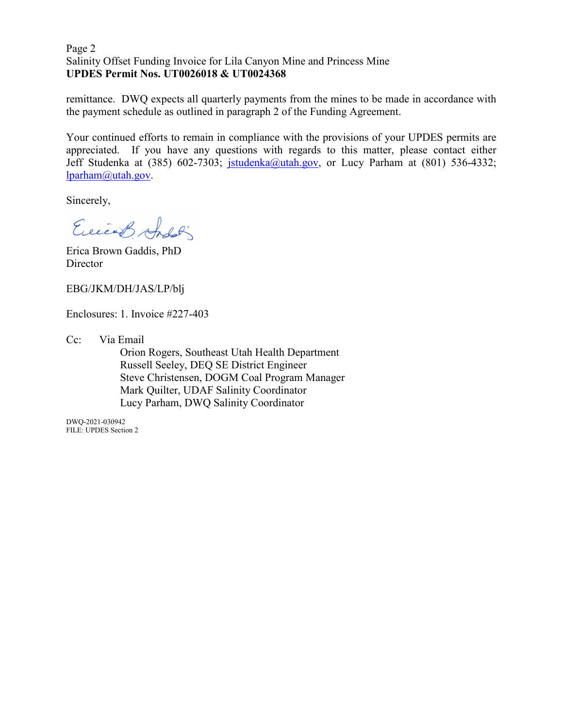remittance. DWQ expects all quarterly payments from the mines to be made in accordance with the payment schedule as outlined in paragraph 2 of the Funding Agreement.

Your continued efforts to remain in compliance with the provisions of your UPDES permits are appreciated. If you have any questions with regards to this matter, please contact either Jeff Studenka at (385) 602-7303; jstudenka@utah.gov, or Lucy Parham at (801) 536-4332; lparham@utah.gov.

Sincerely,

Erica Brown Gaddis, PhD
Director

EBG/JKM/DH/JAS/LP/blj

Enclosures: 1. Invoice #227-403

Cc: Via Email
Orion Rogers, Southeast Utah Health Department
Russell Seeley, DEQ SE District Engineer
Steve Christensen, DOGM Coal Program Manager
Mark Quilter, UDAF Salinity Coordinator
Lucy Parham, DWQ Salinity Coordinator

DWQ-2021-030942
FILE: UPDES Section 2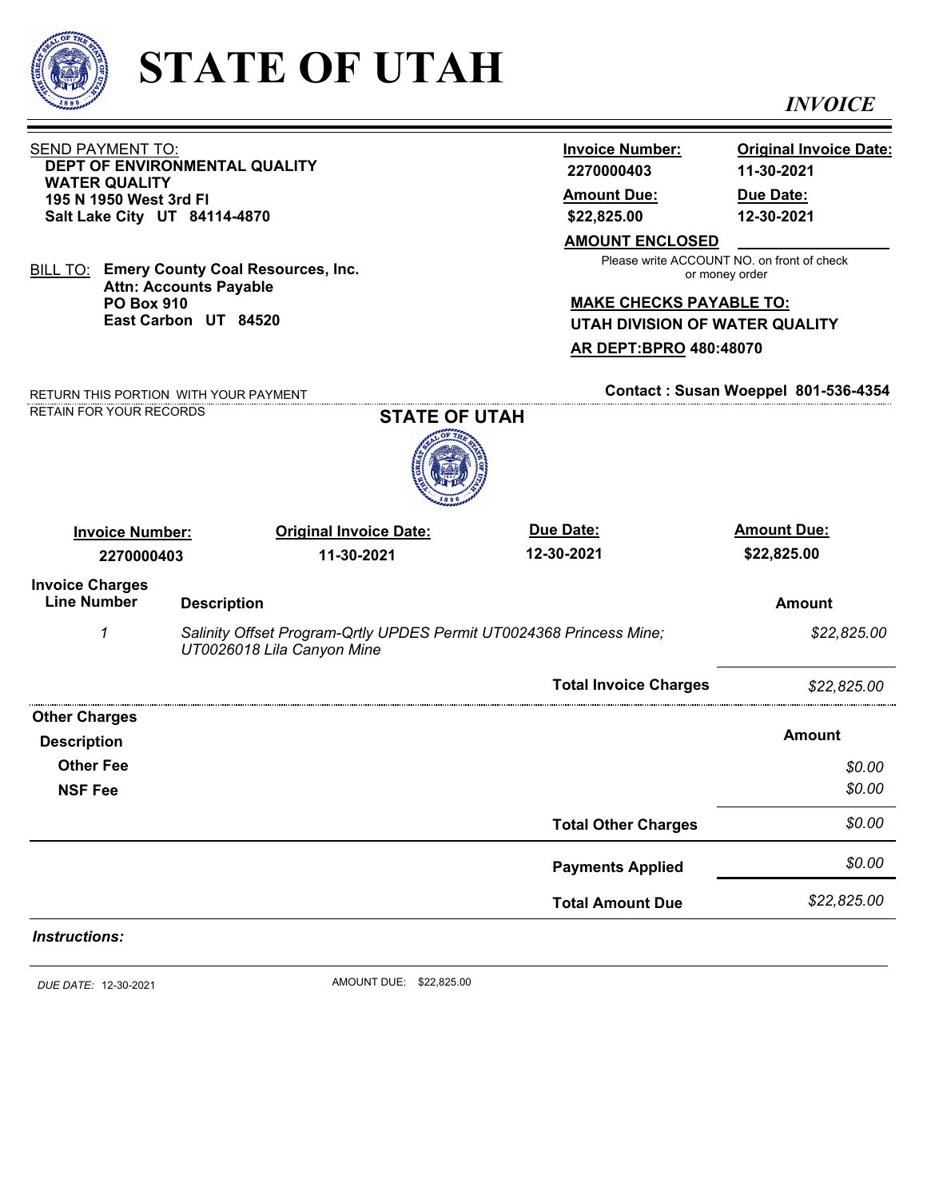# STATE OF UTAH

*INVOICE*

SEND PAYMENT TO:
**DEPT OF ENVIRONMENTAL QUALITY**
**WATER QUALITY**
**195 N 1950 West 3rd Fl**
**Salt Lake City UT 84114-4870**

| **Invoice Number:** | **Original Invoice Date:** |
|---|---|
| **2270000403** | **11-30-2021** |
| **Amount Due:** | **Due Date:** |
| **$22,825.00** | **12-30-2021** |

**AMOUNT ENCLOSED** ____________

Please write ACCOUNT NO. on front of check or money order

BILL TO: **Emery County Coal Resources, Inc.**
**Attn: Accounts Payable**
**PO Box 910**
**East Carbon UT 84520**

**MAKE CHECKS PAYABLE TO:**
**UTAH DIVISION OF WATER QUALITY**
**AR DEPT:BPRO 480:48070**

RETURN THIS PORTION WITH YOUR PAYMENT

**Contact : Susan Woeppel 801-536-4354**

RETAIN FOR YOUR RECORDS

## STATE OF UTAH

| **Invoice Number:** | **Original Invoice Date:** | **Due Date:** | **Amount Due:** |
|---|---|---|---|
| **2270000403** | **11-30-2021** | **12-30-2021** | **$22,825.00** |

| **Invoice Charges Line Number** | **Description** | **Amount** |
|---|---|---|
| *1* | *Salinity Offset Program-Qrtly UPDES Permit UT0024368 Princess Mine; UT0026018 Lila Canyon Mine* | *$22,825.00* |
| | **Total Invoice Charges** | *$22,825.00* |

**Other Charges**

| **Description** | | **Amount** |
|---|---|---|
| **Other Fee** | | *$0.00* |
| **NSF Fee** | | *$0.00* |
| | **Total Other Charges** | *$0.00* |
| | **Payments Applied** | *$0.00* |
| | **Total Amount Due** | *$22,825.00* |

***Instructions:***

*DUE DATE:* 12-30-2021 AMOUNT DUE: $22,825.00